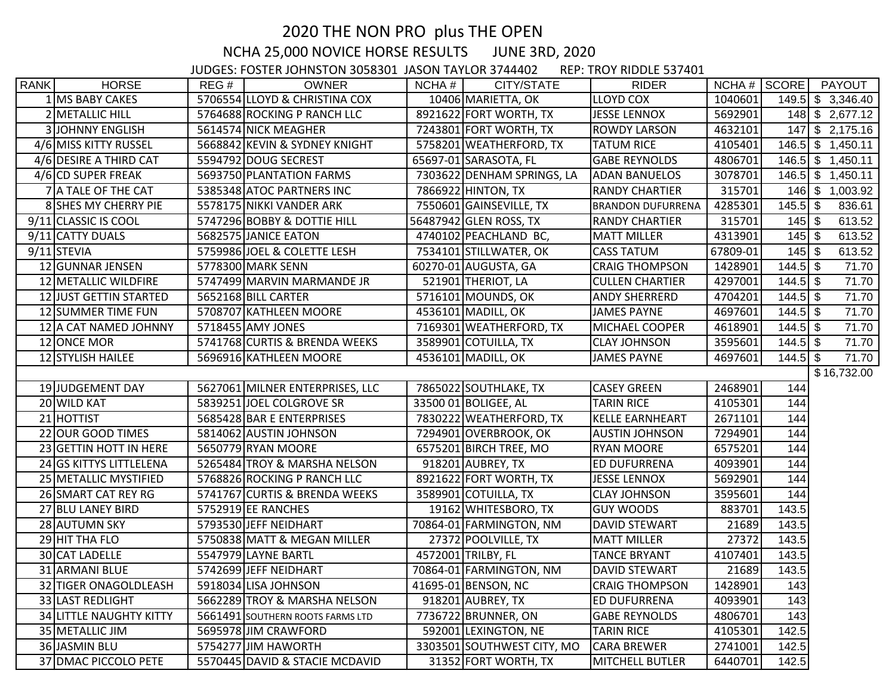# 2020 THE NON PRO plus THE OPEN

## NCHA 25,000 NOVICE HORSE RESULTS JUNE 3RD, 2020

JUDGES: FOSTER JOHNSTON 3058301 JASON TAYLOR 3744402 REP: TROY RIDDLE 537401

| RANK | HORSE | REG # | OWNER | NCHA # | CITY/STATE | RIDER | NCHA # | SCORE | PAYOUT |
|---|---|---|---|---|---|---|---|---|---|
| 1 | MS BABY CAKES | 5706554 | LLOYD & CHRISTINA COX | 10406 | MARIETTA, OK | LLOYD COX | 1040601 | 149.5 | $ 3,346.40 |
| 2 | METALLIC HILL | 5764688 | ROCKING P RANCH LLC | 8921622 | FORT WORTH, TX | JESSE LENNOX | 5692901 | 148 | $ 2,677.12 |
| 3 | JOHNNY ENGLISH | 5614574 | NICK MEAGHER | 7243801 | FORT WORTH, TX | ROWDY LARSON | 4632101 | 147 | $ 2,175.16 |
| 4/6 | MISS KITTY RUSSEL | 5668842 | KEVIN & SYDNEY KNIGHT | 5758201 | WEATHERFORD, TX | TATUM RICE | 4105401 | 146.5 | $ 1,450.11 |
| 4/6 | DESIRE A THIRD CAT | 5594792 | DOUG SECREST | 65697-01 | SARASOTA, FL | GABE REYNOLDS | 4806701 | 146.5 | $ 1,450.11 |
| 4/6 | CD SUPER FREAK | 5693750 | PLANTATION FARMS | 7303622 | DENHAM SPRINGS, LA | ADAN BANUELOS | 3078701 | 146.5 | $ 1,450.11 |
| 7 | A TALE OF THE CAT | 5385348 | ATOC PARTNERS INC | 7866922 | HINTON, TX | RANDY CHARTIER | 315701 | 146 | $ 1,003.92 |
| 8 | SHES MY CHERRY PIE | 5578175 | NIKKI VANDER ARK | 7550601 | GAINSEVILLE, TX | BRANDON DUFURRENA | 4285301 | 145.5 | $ 836.61 |
| 9/11 | CLASSIC IS COOL | 5747296 | BOBBY & DOTTIE HILL | 56487942 | GLEN ROSS, TX | RANDY CHARTIER | 315701 | 145 | $ 613.52 |
| 9/11 | CATTY DUALS | 5682575 | JANICE EATON | 4740102 | PEACHLAND BC, | MATT MILLER | 4313901 | 145 | $ 613.52 |
| 9/11 | STEVIA | 5759986 | JOEL & COLETTE LESH | 7534101 | STILLWATER, OK | CASS TATUM | 67809-01 | 145 | $ 613.52 |
| 12 | GUNNAR JENSEN | 5778300 | MARK SENN | 60270-01 | AUGUSTA, GA | CRAIG THOMPSON | 1428901 | 144.5 | $ 71.70 |
| 12 | METALLIC WILDFIRE | 5747499 | MARVIN MARMANDE JR | 521901 | THERIOT, LA | CULLEN CHARTIER | 4297001 | 144.5 | $ 71.70 |
| 12 | JUST GETTIN STARTED | 5652168 | BILL CARTER | 5716101 | MOUNDS, OK | ANDY SHERRERD | 4704201 | 144.5 | $ 71.70 |
| 12 | SUMMER TIME FUN | 5708707 | KATHLEEN MOORE | 4536101 | MADILL, OK | JAMES PAYNE | 4697601 | 144.5 | $ 71.70 |
| 12 | A CAT NAMED JOHNNY | 5718455 | AMY JONES | 7169301 | WEATHERFORD, TX | MICHAEL COOPER | 4618901 | 144.5 | $ 71.70 |
| 12 | ONCE MOR | 5741768 | CURTIS & BRENDA WEEKS | 3589901 | COTUILLA, TX | CLAY JOHNSON | 3595601 | 144.5 | $ 71.70 |
| 12 | STYLISH HAILEE | 5696916 | KATHLEEN MOORE | 4536101 | MADILL, OK | JAMES PAYNE | 4697601 | 144.5 | $ 71.70 |
| | | | | | | | | | $ 16,732.00 |
| 19 | JUDGEMENT DAY | 5627061 | MILNER ENTERPRISES, LLC | 7865022 | SOUTHLAKE, TX | CASEY GREEN | 2468901 | 144 | |
| 20 | WILD KAT | 5839251 | JOEL COLGROVE SR | 33500 01 | BOLIGEE, AL | TARIN RICE | 4105301 | 144 | |
| 21 | HOTTIST | 5685428 | BAR E ENTERPRISES | 7830222 | WEATHERFORD, TX | KELLE EARNHEART | 2671101 | 144 | |
| 22 | OUR GOOD TIMES | 5814062 | AUSTIN JOHNSON | 7294901 | OVERBROOK, OK | AUSTIN JOHNSON | 7294901 | 144 | |
| 23 | GETTIN HOTT IN HERE | 5650779 | RYAN MOORE | 6575201 | BIRCH TREE, MO | RYAN MOORE | 6575201 | 144 | |
| 24 | GS KITTYS LITTLELENA | 5265484 | TROY & MARSHA NELSON | 918201 | AUBREY, TX | ED DUFURRENA | 4093901 | 144 | |
| 25 | METALLIC MYSTIFIED | 5768826 | ROCKING P RANCH LLC | 8921622 | FORT WORTH, TX | JESSE LENNOX | 5692901 | 144 | |
| 26 | SMART CAT REY RG | 5741767 | CURTIS & BRENDA WEEKS | 3589901 | COTUILLA, TX | CLAY JOHNSON | 3595601 | 144 | |
| 27 | BLU LANEY BIRD | 5752919 | EE RANCHES | 19162 | WHITESBORO, TX | GUY WOODS | 883701 | 143.5 | |
| 28 | AUTUMN SKY | 5793530 | JEFF NEIDHART | 70864-01 | FARMINGTON, NM | DAVID STEWART | 21689 | 143.5 | |
| 29 | HIT THA FLO | 5750838 | MATT & MEGAN MILLER | 27372 | POOLVILLE, TX | MATT MILLER | 27372 | 143.5 | |
| 30 | CAT LADELLE | 5547979 | LAYNE BARTL | 4572001 | TRILBY, FL | TANCE BRYANT | 4107401 | 143.5 | |
| 31 | ARMANI BLUE | 5742699 | JEFF NEIDHART | 70864-01 | FARMINGTON, NM | DAVID STEWART | 21689 | 143.5 | |
| 32 | TIGER ONAGOLDLEASH | 5918034 | LISA JOHNSON | 41695-01 | BENSON, NC | CRAIG THOMPSON | 1428901 | 143 | |
| 33 | LAST REDLIGHT | 5662289 | TROY & MARSHA NELSON | 918201 | AUBREY, TX | ED DUFURRENA | 4093901 | 143 | |
| 34 | LITTLE NAUGHTY KITTY | 5661491 | SOUTHERN ROOTS FARMS LTD | 7736722 | BRUNNER, ON | GABE REYNOLDS | 4806701 | 143 | |
| 35 | METALLIC JIM | 5695978 | JIM CRAWFORD | 592001 | LEXINGTON, NE | TARIN RICE | 4105301 | 142.5 | |
| 36 | JASMIN BLU | 5754277 | JIM HAWORTH | 3303501 | SOUTHWEST CITY, MO | CARA BREWER | 2741001 | 142.5 | |
| 37 | DMAC PICCOLO PETE | 5570445 | DAVID & STACIE MCDAVID | 31352 | FORT WORTH, TX | MITCHELL BUTLER | 6440701 | 142.5 | |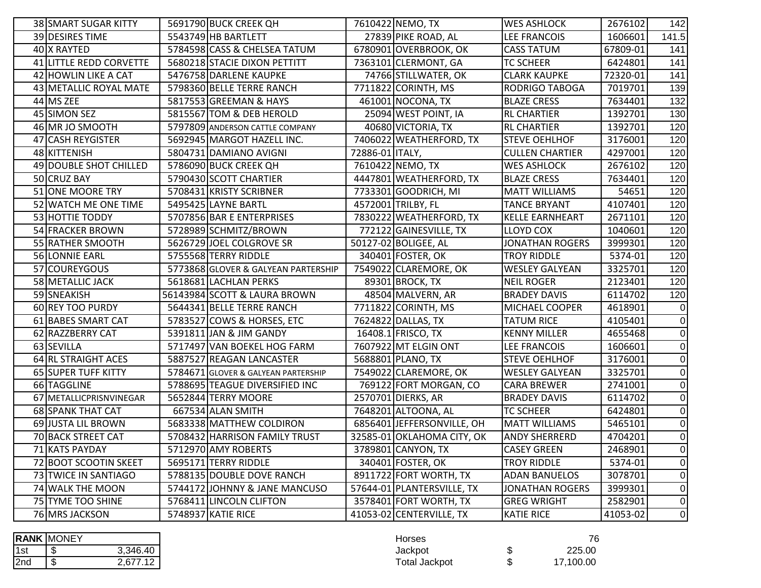| | | | | | | | | |
|---|---|---|---|---|---|---|---|---|
| 38 | SMART SUGAR KITTY | 5691790 | BUCK CREEK QH | 7610422 | NEMO, TX | WES ASHLOCK | 2676102 | 142 |
| 39 | DESIRES TIME | 5543749 | HB BARTLETT | 27839 | PIKE ROAD, AL | LEE FRANCOIS | 1606601 | 141.5 |
| 40 | X RAYTED | 5784598 | CASS & CHELSEA TATUM | 6780901 | OVERBROOK, OK | CASS TATUM | 67809-01 | 141 |
| 41 | LITTLE REDD CORVETTE | 5680218 | STACIE DIXON PETTITT | 7363101 | CLERMONT, GA | TC SCHEER | 6424801 | 141 |
| 42 | HOWLIN LIKE A CAT | 5476758 | DARLENE KAUPKE | 74766 | STILLWATER, OK | CLARK KAUPKE | 72320-01 | 141 |
| 43 | METALLIC ROYAL MATE | 5798360 | BELLE TERRE RANCH | 7711822 | CORINTH, MS | RODRIGO TABOGA | 7019701 | 139 |
| 44 | MS ZEE | 5817553 | GREEMAN & HAYS | 461001 | NOCONA, TX | BLAZE CRESS | 7634401 | 132 |
| 45 | SIMON SEZ | 5815567 | TOM & DEB HEROLD | 25094 | WEST POINT, IA | RL CHARTIER | 1392701 | 130 |
| 46 | MR JO SMOOTH | 5797809 | ANDERSON CATTLE COMPANY | 40680 | VICTORIA, TX | RL CHARTIER | 1392701 | 120 |
| 47 | CASH REYGISTER | 5692945 | MARGOT HAZELL INC. | 7406022 | WEATHERFORD, TX | STEVE OEHLHOF | 3176001 | 120 |
| 48 | KITTENISH | 5804731 | DAMIANO AVIGNI | 72886-01 | ITALY, | CULLEN CHARTIER | 4297001 | 120 |
| 49 | DOUBLE SHOT CHILLED | 5786090 | BUCK CREEK QH | 7610422 | NEMO, TX | WES ASHLOCK | 2676102 | 120 |
| 50 | CRUZ BAY | 5790430 | SCOTT CHARTIER | 4447801 | WEATHERFORD, TX | BLAZE CRESS | 7634401 | 120 |
| 51 | ONE MOORE TRY | 5708431 | KRISTY SCRIBNER | 7733301 | GOODRICH, MI | MATT WILLIAMS | 54651 | 120 |
| 52 | WATCH ME ONE TIME | 5495425 | LAYNE BARTL | 4572001 | TRILBY, FL | TANCE BRYANT | 4107401 | 120 |
| 53 | HOTTIE TODDY | 5707856 | BAR E ENTERPRISES | 7830222 | WEATHERFORD, TX | KELLE EARNHEART | 2671101 | 120 |
| 54 | FRACKER BROWN | 5728989 | SCHMITZ/BROWN | 772122 | GAINESVILLE, TX | LLOYD COX | 1040601 | 120 |
| 55 | RATHER SMOOTH | 5626729 | JOEL COLGROVE SR | 50127-02 | BOLIGEE, AL | JONATHAN ROGERS | 3999301 | 120 |
| 56 | LONNIE EARL | 5755568 | TERRY RIDDLE | 340401 | FOSTER, OK | TROY RIDDLE | 5374-01 | 120 |
| 57 | COUREYGOUS | 5773868 | GLOVER & GALYEAN PARTERSHIP | 7549022 | CLAREMORE, OK | WESLEY GALYEAN | 3325701 | 120 |
| 58 | METALLIC JACK | 5618681 | LACHLAN PERKS | 89301 | BROCK, TX | NEIL ROGER | 2123401 | 120 |
| 59 | SNEAKISH | 56143984 | SCOTT & LAURA BROWN | 48504 | MALVERN, AR | BRADEY DAVIS | 6114702 | 120 |
| 60 | REY TOO PURDY | 5644341 | BELLE TERRE RANCH | 7711822 | CORINTH, MS | MICHAEL COOPER | 4618901 | 0 |
| 61 | BABES SMART CAT | 5783527 | COWS & HORSES, ETC | 7624822 | DALLAS, TX | TATUM RICE | 4105401 | 0 |
| 62 | RAZZBERRY CAT | 5391811 | JAN & JIM GANDY | 16408.1 | FRISCO, TX | KENNY MILLER | 4655468 | 0 |
| 63 | SEVILLA | 5717497 | VAN BOEKEL HOG FARM | 7607922 | MT ELGIN ONT | LEE FRANCOIS | 1606601 | 0 |
| 64 | RL STRAIGHT ACES | 5887527 | REAGAN LANCASTER | 5688801 | PLANO, TX | STEVE OEHLHOF | 3176001 | 0 |
| 65 | SUPER TUFF KITTY | 5784671 | GLOVER & GALYEAN PARTERSHIP | 7549022 | CLAREMORE, OK | WESLEY GALYEAN | 3325701 | 0 |
| 66 | TAGGLINE | 5788695 | TEAGUE DIVERSIFIED INC | 769122 | FORT MORGAN, CO | CARA BREWER | 2741001 | 0 |
| 67 | METALLICPRISNVINEGAR | 5652844 | TERRY MOORE | 2570701 | DIERKS, AR | BRADEY DAVIS | 6114702 | 0 |
| 68 | SPANK THAT CAT | 667534 | ALAN SMITH | 7648201 | ALTOONA, AL | TC SCHEER | 6424801 | 0 |
| 69 | JUSTA LIL BROWN | 5683338 | MATTHEW COLDIRON | 6856401 | JEFFERSONVILLE, OH | MATT WILLIAMS | 5465101 | 0 |
| 70 | BACK STREET CAT | 5708432 | HARRISON FAMILY TRUST | 32585-01 | OKLAHOMA CITY, OK | ANDY SHERRERD | 4704201 | 0 |
| 71 | KATS PAYDAY | 5712970 | AMY ROBERTS | 3789801 | CANYON, TX | CASEY GREEN | 2468901 | 0 |
| 72 | BOOT SCOOTIN SKEET | 5695171 | TERRY RIDDLE | 340401 | FOSTER, OK | TROY RIDDLE | 5374-01 | 0 |
| 73 | TWICE IN SANTIAGO | 5788135 | DOUBLE DOVE RANCH | 8911722 | FORT WORTH, TX | ADAN BANUELOS | 3078701 | 0 |
| 74 | WALK THE MOON | 5744172 | JOHNNY & JANE MANCUSO | 57644-01 | PLANTERSVILLE, TX | JONATHAN ROGERS | 3999301 | 0 |
| 75 | TYME TOO SHINE | 5768411 | LINCOLN CLIFTON | 3578401 | FORT WORTH, TX | GREG WRIGHT | 2582901 | 0 |
| 76 | MRS JACKSON | 5748937 | KATIE RICE | 41053-02 | CENTERVILLE, TX | KATIE RICE | 41053-02 | 0 |

| RANK | MONEY |
|---|---|
| 1st | $ 3,346.40 |
| 2nd | $ 2,677.12 |

| | |
|---|---|
| Horses | 76 |
| Jackpot | $ 225.00 |
| Total Jackpot | $ 17,100.00 |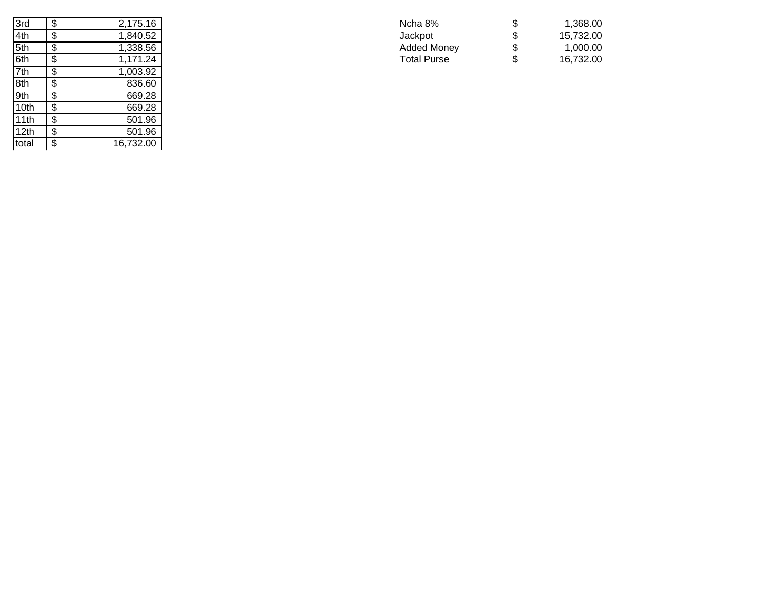| | | |
|---|---|---|
| 3rd | $ | 2,175.16 |
| 4th | $ | 1,840.52 |
| 5th | $ | 1,338.56 |
| 6th | $ | 1,171.24 |
| 7th | $ | 1,003.92 |
| 8th | $ | 836.60 |
| 9th | $ | 669.28 |
| 10th | $ | 669.28 |
| 11th | $ | 501.96 |
| 12th | $ | 501.96 |
| total | $ | 16,732.00 |

| | | |
|---|---|---|
| Ncha 8% | $ | 1,368.00 |
| Jackpot | $ | 15,732.00 |
| Added Money | $ | 1,000.00 |
| Total Purse | $ | 16,732.00 |